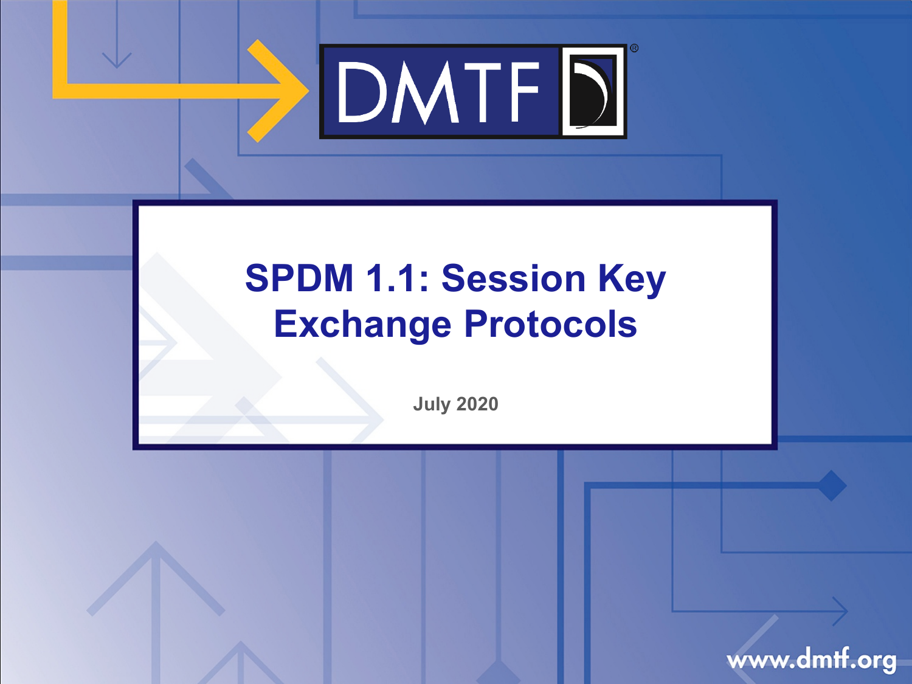DMTF

# SPDM 1.1: Session Key Exchange Protocols

July 2020

www.dmtf.org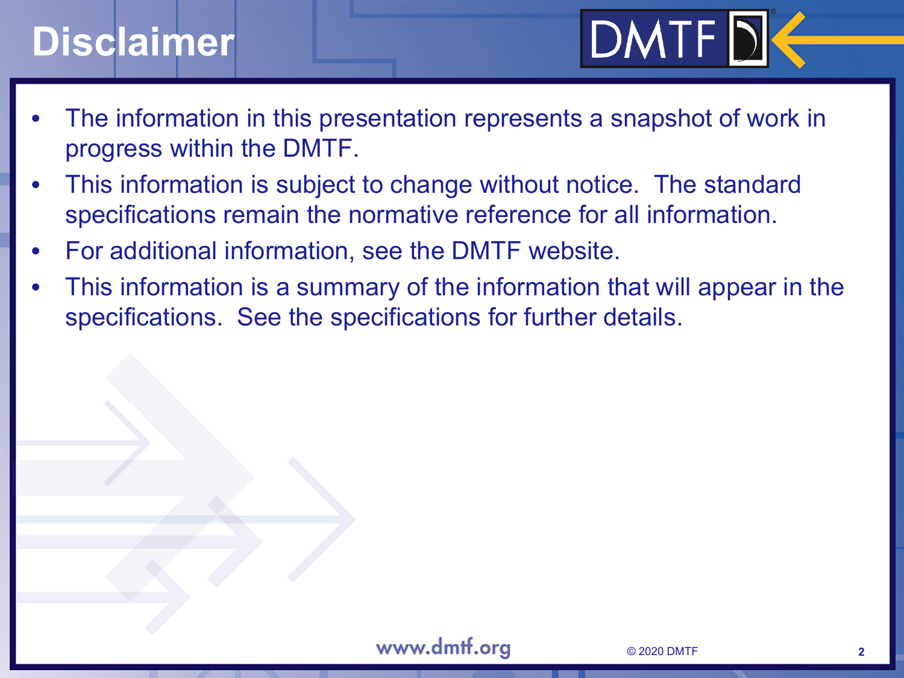# Disclaimer

- The information in this presentation represents a snapshot of work in progress within the DMTF.
- This information is subject to change without notice. The standard specifications remain the normative reference for all information.
- For additional information, see the DMTF website.
- This information is a summary of the information that will appear in the specifications. See the specifications for further details.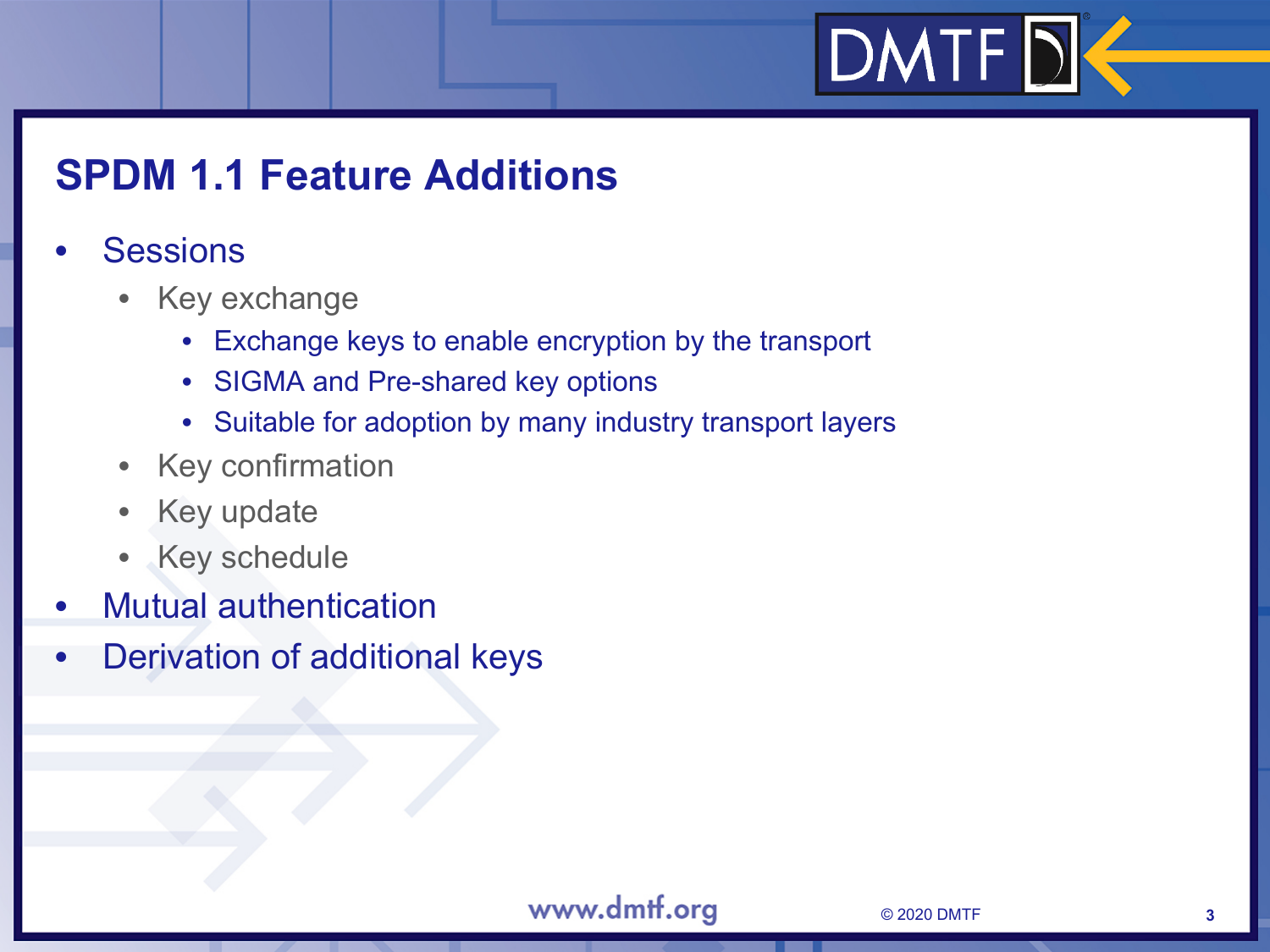# SPDM 1.1 Feature Additions

- Sessions
  - Key exchange
    - Exchange keys to enable encryption by the transport
    - SIGMA and Pre-shared key options
    - Suitable for adoption by many industry transport layers
  - Key confirmation
  - Key update
  - Key schedule
- Mutual authentication
- Derivation of additional keys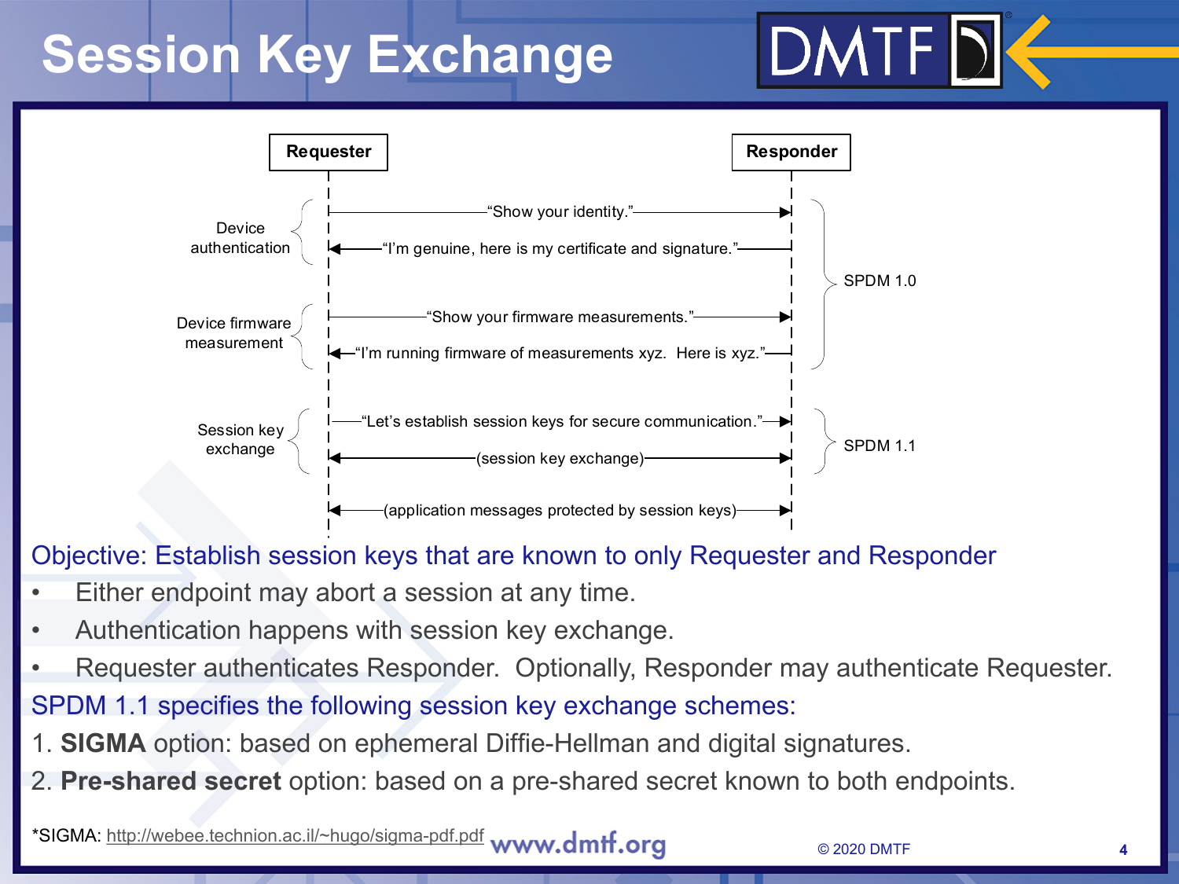# Session Key Exchange

| Phase | Requester | Message | Responder | Version |
|---|---|---|---|---|
| Device authentication | → | "Show your identity." | | SPDM 1.0 |
| | ← | "I'm genuine, here is my certificate and signature." | | SPDM 1.0 |
| Device firmware measurement | → | "Show your firmware measurements." | | SPDM 1.0 |
| | ← | "I'm running firmware of measurements xyz. Here is xyz." | | SPDM 1.0 |
| Session key exchange | → | "Let's establish session keys for secure communication." | | SPDM 1.1 |
| | ↔ | (session key exchange) | | SPDM 1.1 |
| | ↔ | (application messages protected by session keys) | | |

Objective: Establish session keys that are known to only Requester and Responder

- Either endpoint may abort a session at any time.
- Authentication happens with session key exchange.
- Requester authenticates Responder. Optionally, Responder may authenticate Requester.

SPDM 1.1 specifies the following session key exchange schemes:

1. **SIGMA** option: based on ephemeral Diffie-Hellman and digital signatures.
2. **Pre-shared secret** option: based on a pre-shared secret known to both endpoints.

*SIGMA: http://webee.technion.ac.il/~hugo/sigma-pdf.pdf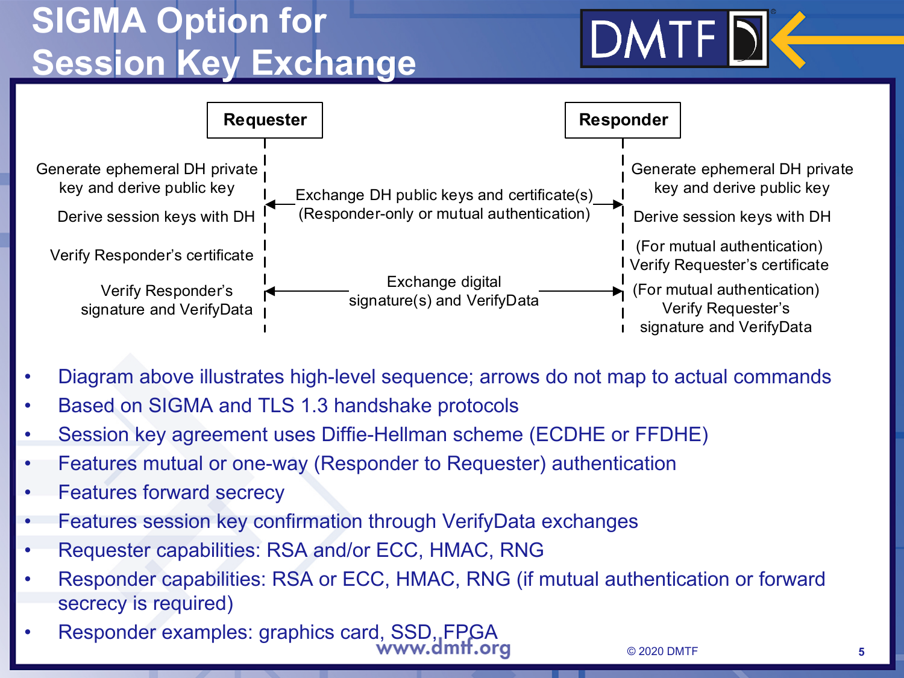# SIGMA Option for Session Key Exchange

| Requester | | Responder |
|---|---|---|
| Generate ephemeral DH private key and derive public key | | Generate ephemeral DH private key and derive public key |
| Derive session keys with DH | ← Exchange DH public keys and certificate(s) (Responder-only or mutual authentication) → | Derive session keys with DH |
| Verify Responder's certificate | | (For mutual authentication) Verify Requester's certificate |
| Verify Responder's signature and VerifyData | ← Exchange digital signature(s) and VerifyData → | (For mutual authentication) Verify Requester's signature and VerifyData |

- Diagram above illustrates high-level sequence; arrows do not map to actual commands
- Based on SIGMA and TLS 1.3 handshake protocols
- Session key agreement uses Diffie-Hellman scheme (ECDHE or FFDHE)
- Features mutual or one-way (Responder to Requester) authentication
- Features forward secrecy
- Features session key confirmation through VerifyData exchanges
- Requester capabilities: RSA and/or ECC, HMAC, RNG
- Responder capabilities: RSA or ECC, HMAC, RNG (if mutual authentication or forward secrecy is required)
- Responder examples: graphics card, SSD, FPGA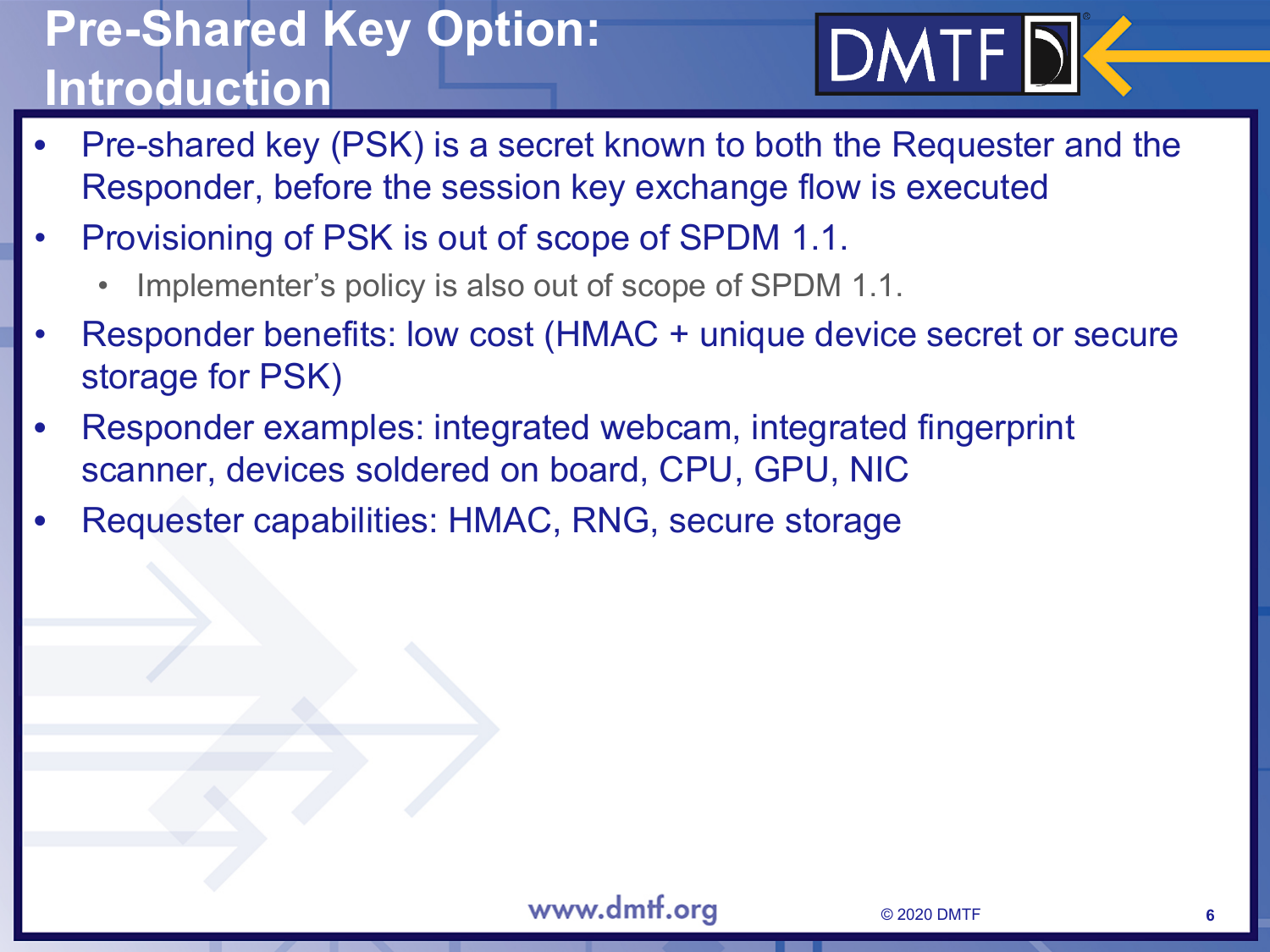# Pre-Shared Key Option: Introduction

- Pre-shared key (PSK) is a secret known to both the Requester and the Responder, before the session key exchange flow is executed
- Provisioning of PSK is out of scope of SPDM 1.1.
  - Implementer's policy is also out of scope of SPDM 1.1.
- Responder benefits: low cost (HMAC + unique device secret or secure storage for PSK)
- Responder examples: integrated webcam, integrated fingerprint scanner, devices soldered on board, CPU, GPU, NIC
- Requester capabilities: HMAC, RNG, secure storage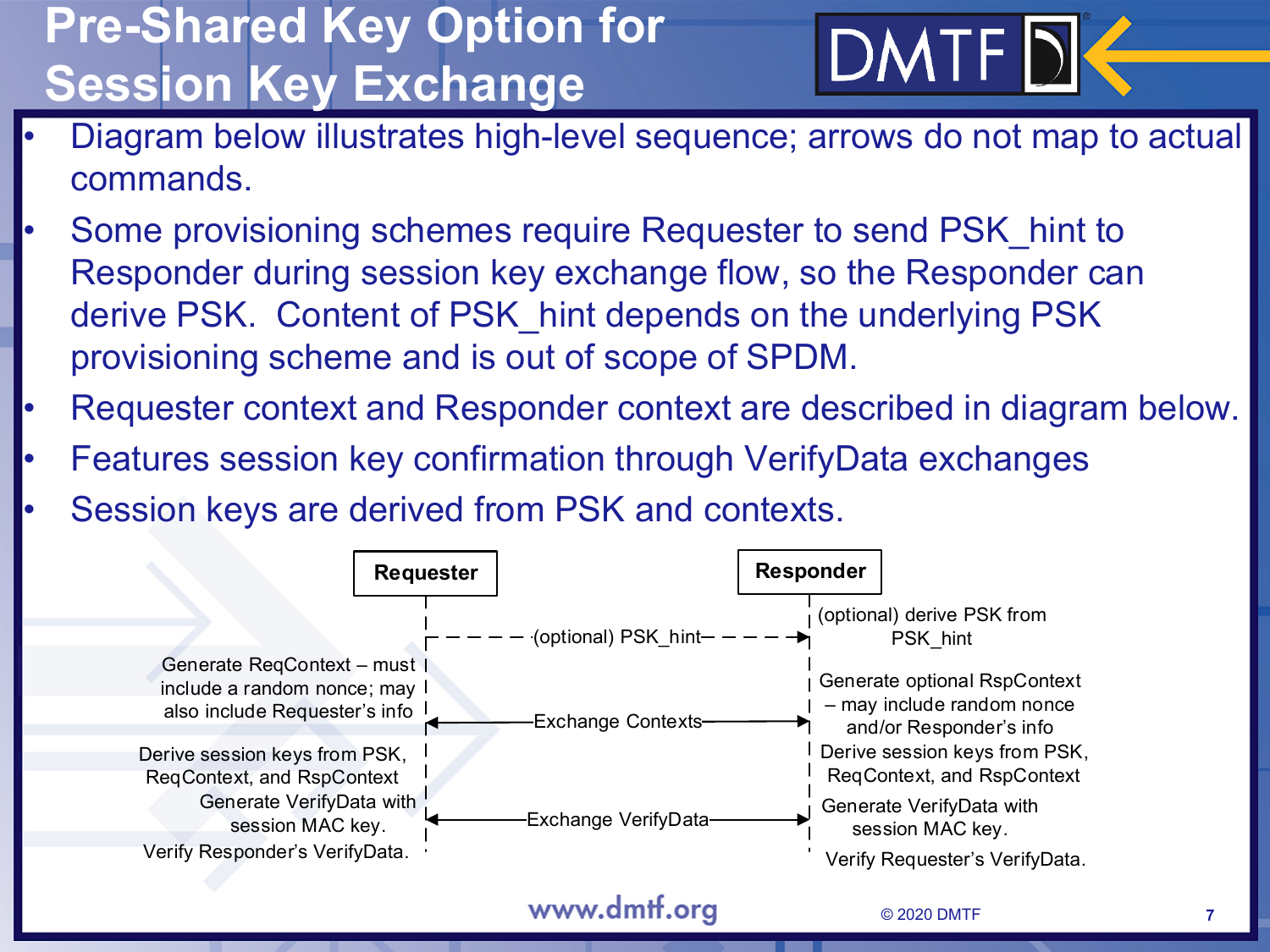# Pre-Shared Key Option for Session Key Exchange

- Diagram below illustrates high-level sequence; arrows do not map to actual commands.
- Some provisioning schemes require Requester to send PSK_hint to Responder during session key exchange flow, so the Responder can derive PSK. Content of PSK_hint depends on the underlying PSK provisioning scheme and is out of scope of SPDM.
- Requester context and Responder context are described in diagram below.
- Features session key confirmation through VerifyData exchanges
- Session keys are derived from PSK and contexts.

**Requester** | **Responder**

- Requester → Responder: (optional) PSK_hint
  - Responder: (optional) derive PSK from PSK_hint
- Requester: Generate ReqContext – must include a random nonce; may also include Requester's info
- Responder: Generate optional RspContext – may include random nonce and/or Responder's info
- Requester ↔ Responder: Exchange Contexts
- Requester: Derive session keys from PSK, ReqContext, and RspContext
- Responder: Derive session keys from PSK, ReqContext, and RspContext
- Requester: Generate VerifyData with session MAC key.
- Responder: Generate VerifyData with session MAC key.
- Requester ↔ Responder: Exchange VerifyData
- Requester: Verify Responder's VerifyData.
- Responder: Verify Requester's VerifyData.

www.dmtf.org

© 2020 DMTF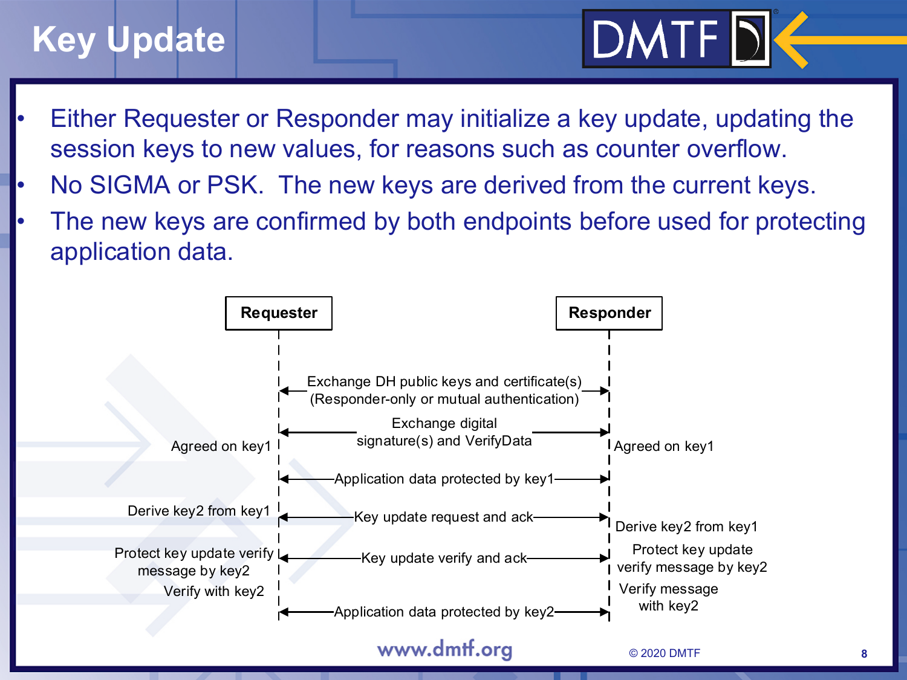# Key Update

- Either Requester or Responder may initialize a key update, updating the session keys to new values, for reasons such as counter overflow.
- No SIGMA or PSK. The new keys are derived from the current keys.
- The new keys are confirmed by both endpoints before used for protecting application data.

| Requester | | Message | | Responder |
|---|---|---|---|---|
| | ← | Exchange DH public keys and certificate(s) (Responder-only or mutual authentication) | → | |
| Agreed on key1 | ← | Exchange digital signature(s) and VerifyData | → | Agreed on key1 |
| | ← | Application data protected by key1 | → | |
| Derive key2 from key1 | ← | Key update request and ack | → | Derive key2 from key1 |
| Protect key update verify message by key2<br>Verify with key2 | ← | Key update verify and ack | → | Protect key update verify message by key2<br>Verify message with key2 |
| | ← | Application data protected by key2 | → | |

www.dmtf.org

© 2020 DMTF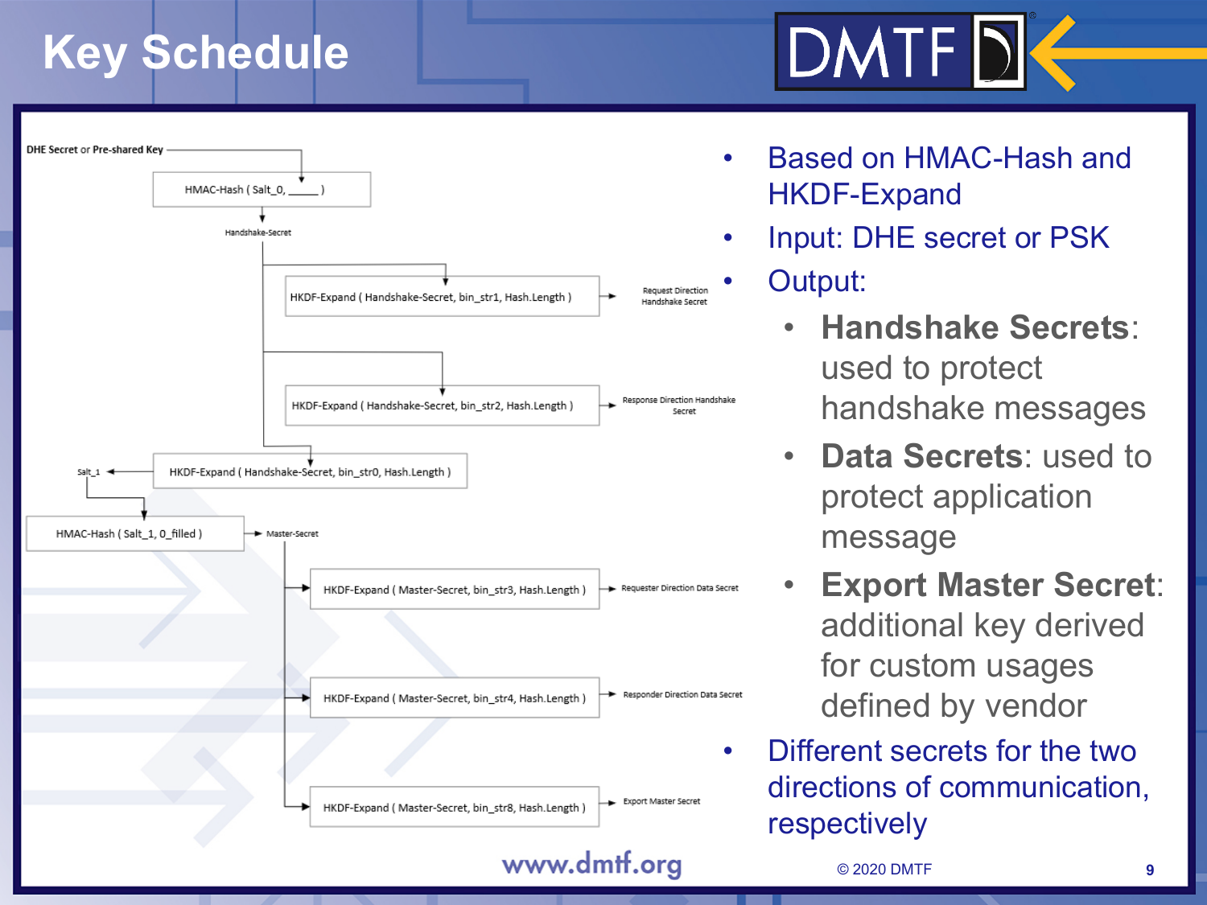# Key Schedule

DHE Secret or Pre-shared Key

HMAC-Hash ( Salt_0, _____ )

Handshake-Secret

HKDF-Expand ( Handshake-Secret, bin_str1, Hash.Length ) → Request Direction Handshake Secret

HKDF-Expand ( Handshake-Secret, bin_str2, Hash.Length ) → Response Direction Handshake Secret

HKDF-Expand ( Handshake-Secret, bin_str0, Hash.Length ) → Salt_1

HMAC-Hash ( Salt_1, 0_filled ) → Master-Secret

HKDF-Expand ( Master-Secret, bin_str3, Hash.Length ) → Requester Direction Data Secret

HKDF-Expand ( Master-Secret, bin_str4, Hash.Length ) → Responder Direction Data Secret

HKDF-Expand ( Master-Secret, bin_str8, Hash.Length ) → Export Master Secret

- Based on HMAC-Hash and HKDF-Expand
- Input: DHE secret or PSK
- Output:
  - **Handshake Secrets**: used to protect handshake messages
  - **Data Secrets**: used to protect application message
  - **Export Master Secret**: additional key derived for custom usages defined by vendor
- Different secrets for the two directions of communication, respectively

www.dmtf.org

© 2020 DMTF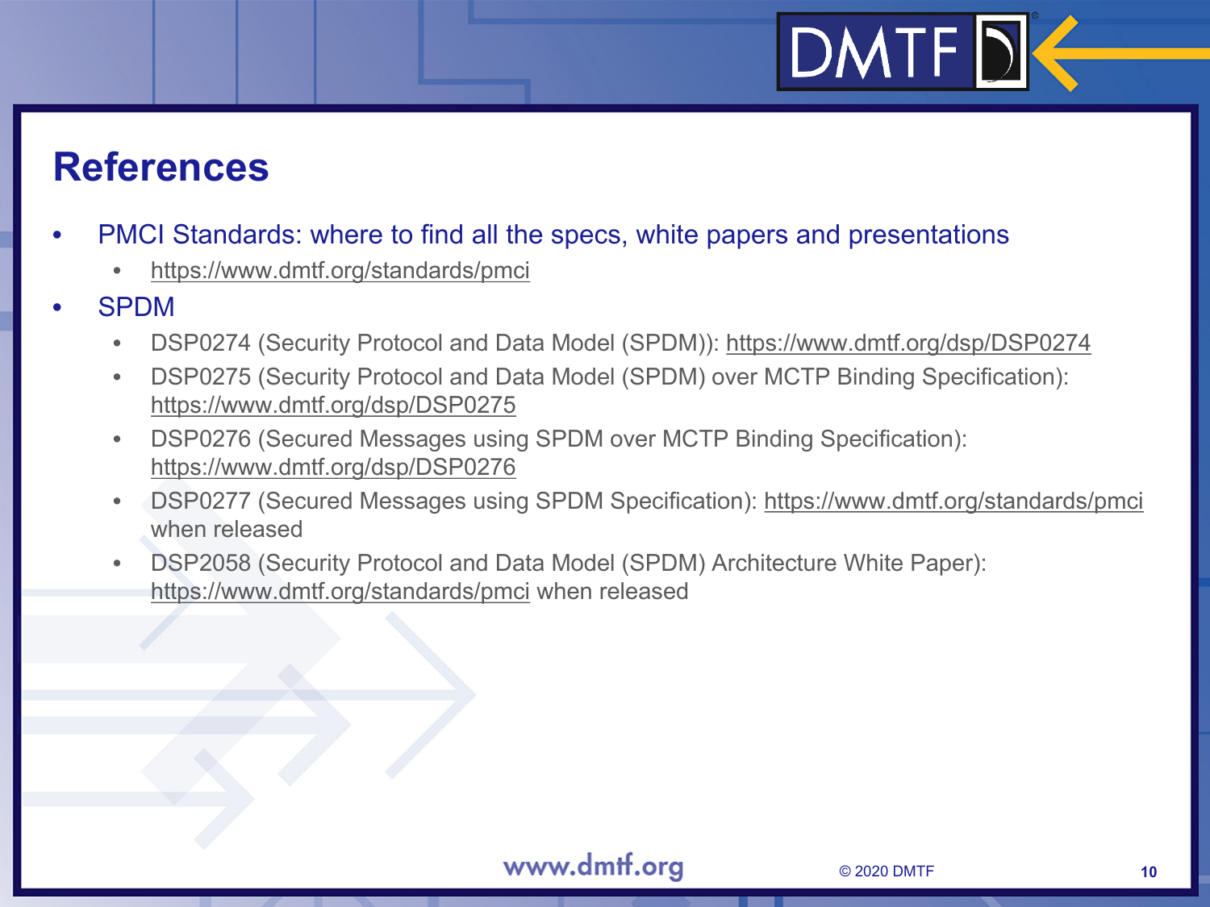# References

- PMCI Standards: where to find all the specs, white papers and presentations
  - https://www.dmtf.org/standards/pmci
- SPDM
  - DSP0274 (Security Protocol and Data Model (SPDM)): https://www.dmtf.org/dsp/DSP0274
  - DSP0275 (Security Protocol and Data Model (SPDM) over MCTP Binding Specification): https://www.dmtf.org/dsp/DSP0275
  - DSP0276 (Secured Messages using SPDM over MCTP Binding Specification): https://www.dmtf.org/dsp/DSP0276
  - DSP0277 (Secured Messages using SPDM Specification): https://www.dmtf.org/standards/pmci when released
  - DSP2058 (Security Protocol and Data Model (SPDM) Architecture White Paper): https://www.dmtf.org/standards/pmci when released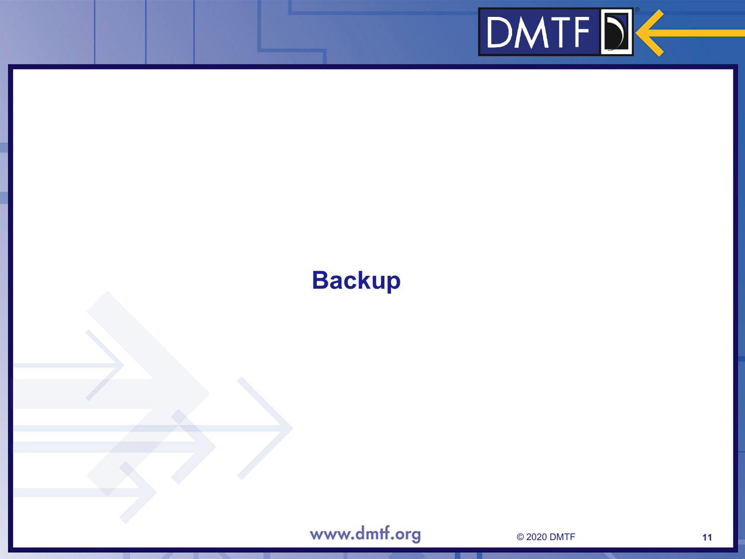# Backup